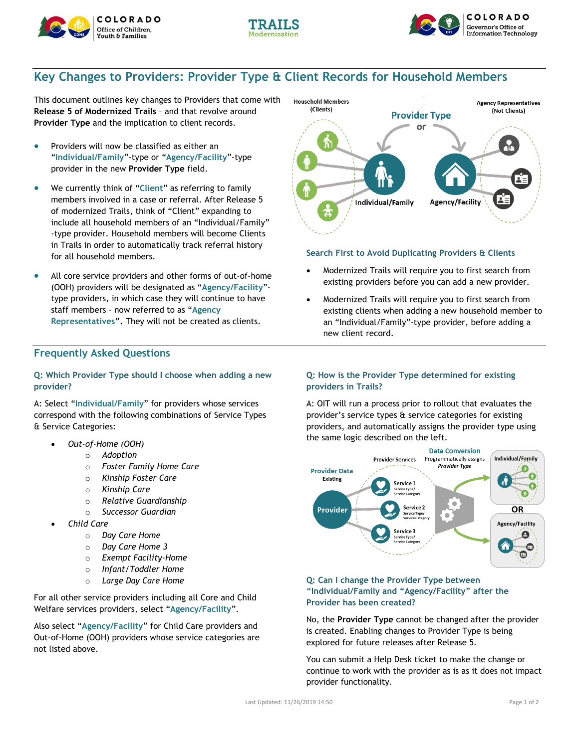# Key Changes to Providers: Provider Type & Client Records for Household Members

This document outlines key changes to Providers that come with **Release 5 of Modernized Trails** – and that revolve around **Provider Type** and the implication to client records.

- Providers will now be classified as either an "**Individual/Family**"-type or "**Agency/Facility**"-type provider in the new **Provider Type** field.
- We currently think of "**Client**" as referring to family members involved in a case or referral. After Release 5 of modernized Trails, think of "Client" expanding to include all household members of an "Individual/Family"-type provider. Household members will become Clients in Trails in order to automatically track referral history for all household members.
- All core service providers and other forms of out-of-home (OOH) providers will be designated as "**Agency/Facility**"-type providers, in which case they will continue to have staff members – now referred to as "**Agency Representatives**". They will not be created as clients.

## Search First to Avoid Duplicating Providers & Clients

- Modernized Trails will require you to first search from existing providers before you can add a new provider.
- Modernized Trails will require you to first search from existing clients when adding a new household member to an "Individual/Family"-type provider, before adding a new client record.

## Frequently Asked Questions

### Q: Which Provider Type should I choose when adding a new provider?

A: Select "**Individual/Family**" for providers whose services correspond with the following combinations of Service Types & Service Categories:

- *Out-of-Home (OOH)*
  - *Adoption*
  - *Foster Family Home Care*
  - *Kinship Foster Care*
  - *Kinship Care*
  - *Relative Guardianship*
  - *Successor Guardian*
- *Child Care*
  - *Day Care Home*
  - *Day Care Home 3*
  - *Exempt Facility-Home*
  - *Infant/Toddler Home*
  - *Large Day Care Home*

For all other service providers including all Core and Child Welfare services providers, select "**Agency/Facility**".

Also select "**Agency/Facility**" for Child Care providers and Out-of-Home (OOH) providers whose service categories are not listed above.

### Q: How is the Provider Type determined for existing providers in Trails?

A: OIT will run a process prior to rollout that evaluates the provider's service types & service categories for existing providers, and automatically assigns the provider type using the same logic described on the left.

### Q: Can I change the Provider Type between "Individual/Family and "Agency/Facility" after the Provider has been created?

No, the **Provider Type** cannot be changed after the provider is created. Enabling changes to Provider Type is being explored for future releases after Release 5.

You can submit a Help Desk ticket to make the change or continue to work with the provider as is as it does not impact provider functionality.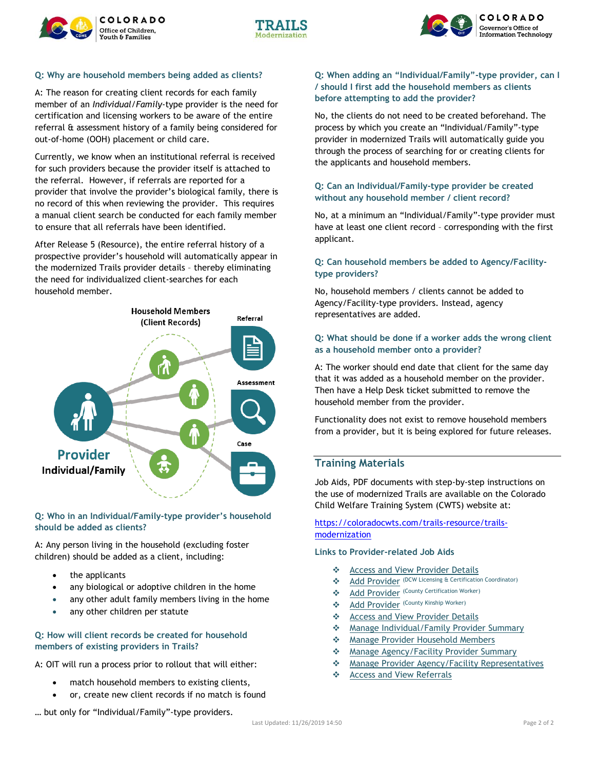**Q: Why are household members being added as clients?**

A: The reason for creating client records for each family member of an *Individual/Family*-type provider is the need for certification and licensing workers to be aware of the entire referral & assessment history of a family being considered for out-of-home (OOH) placement or child care.

Currently, we know when an institutional referral is received for such providers because the provider itself is attached to the referral. However, if referrals are reported for a provider that involve the provider's biological family, there is no record of this when reviewing the provider. This requires a manual client search be conducted for each family member to ensure that all referrals have been identified.

After Release 5 (Resource), the entire referral history of a prospective provider's household will automatically appear in the modernized Trails provider details – thereby eliminating the need for individualized client-searches for each household member.

Household Members (Client Records)

Referral

Assessment

Case

Provider

Individual/Family

**Q: Who in an Individual/Family-type provider's household should be added as clients?**

A: Any person living in the household (excluding foster children) should be added as a client, including:

- the applicants
- any biological or adoptive children in the home
- any other adult family members living in the home
- any other children per statute

**Q: How will client records be created for household members of existing providers in Trails?**

A: OIT will run a process prior to rollout that will either:

- match household members to existing clients,
- or, create new client records if no match is found

… but only for "Individual/Family"-type providers.

**Q: When adding an "Individual/Family"-type provider, can I / should I first add the household members as clients before attempting to add the provider?**

No, the clients do not need to be created beforehand. The process by which you create an "Individual/Family"-type provider in modernized Trails will automatically guide you through the process of searching for or creating clients for the applicants and household members.

**Q: Can an Individual/Family-type provider be created without any household member / client record?**

No, at a minimum an "Individual/Family"-type provider must have at least one client record – corresponding with the first applicant.

**Q: Can household members be added to Agency/Facility-type providers?**

No, household members / clients cannot be added to Agency/Facility-type providers. Instead, agency representatives are added.

**Q: What should be done if a worker adds the wrong client as a household member onto a provider?**

A: The worker should end date that client for the same day that it was added as a household member on the provider. Then have a Help Desk ticket submitted to remove the household member from the provider.

Functionality does not exist to remove household members from a provider, but it is being explored for future releases.

## Training Materials

Job Aids, PDF documents with step-by-step instructions on the use of modernized Trails are available on the Colorado Child Welfare Training System (CWTS) website at:

https://coloradocwts.com/trails-resource/trails-modernization

**Links to Provider-related Job Aids**

- Access and View Provider Details
- Add Provider (DCW Licensing & Certification Coordinator)
- Add Provider (County Certification Worker)
- Add Provider (County Kinship Worker)
- Access and View Provider Details
- Manage Individual/Family Provider Summary
- Manage Provider Household Members
- Manage Agency/Facility Provider Summary
- Manage Provider Agency/Facility Representatives
- Access and View Referrals

Last Updated: 11/26/2019 14:50